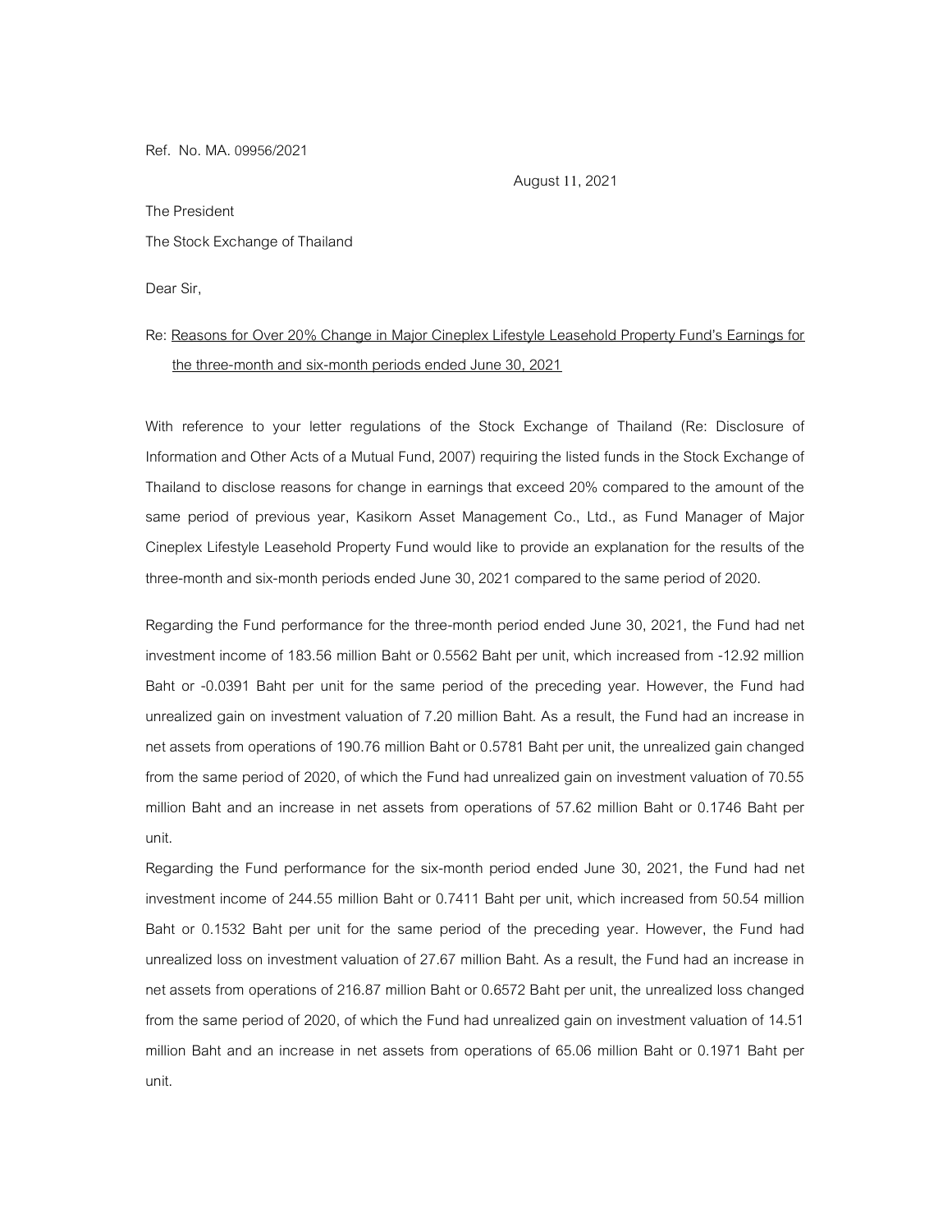Ref. No. MA. 09956/2021

August 11, 2021

The President

The Stock Exchange of Thailand

Dear Sir,

Re: Reasons for Over 20% Change in Major Cineplex Lifestyle Leasehold Property Fund's Earnings for the three-month and six-month periods ended June 30, 2021

With reference to your letter regulations of the Stock Exchange of Thailand (Re: Disclosure of Information and Other Acts of a Mutual Fund, 2007) requiring the listed funds in the Stock Exchange of Thailand to disclose reasons for change in earnings that exceed 20% compared to the amount of the same period of previous year, Kasikorn Asset Management Co., Ltd., as Fund Manager of Major Cineplex Lifestyle Leasehold Property Fund would like to provide an explanation for the results of the three-month and six-month periods ended June 30, 2021 compared to the same period of 2020.

Regarding the Fund performance for the three-month period ended June 30, 2021, the Fund had net investment income of 183.56 million Baht or 0.5562 Baht per unit, which increased from -12.92 million Baht or -0.0391 Baht per unit for the same period of the preceding year. However, the Fund had unrealized gain on investment valuation of 7.20 million Baht. As a result, the Fund had an increase in net assets from operations of 190.76 million Baht or 0.5781 Baht per unit, the unrealized gain changed from the same period of 2020, of which the Fund had unrealized gain on investment valuation of 70.55 million Baht and an increase in net assets from operations of 57.62 million Baht or 0.1746 Baht per unit.

Regarding the Fund performance for the six-month period ended June 30, 2021, the Fund had net investment income of 244.55 million Baht or 0.7411 Baht per unit, which increased from 50.54 million Baht or 0.1532 Baht per unit for the same period of the preceding year. However, the Fund had unrealized loss on investment valuation of 27.67 million Baht. As a result, the Fund had an increase in net assets from operations of 216.87 million Baht or 0.6572 Baht per unit, the unrealized loss changed from the same period of 2020, of which the Fund had unrealized gain on investment valuation of 14.51 million Baht and an increase in net assets from operations of 65.06 million Baht or 0.1971 Baht per unit.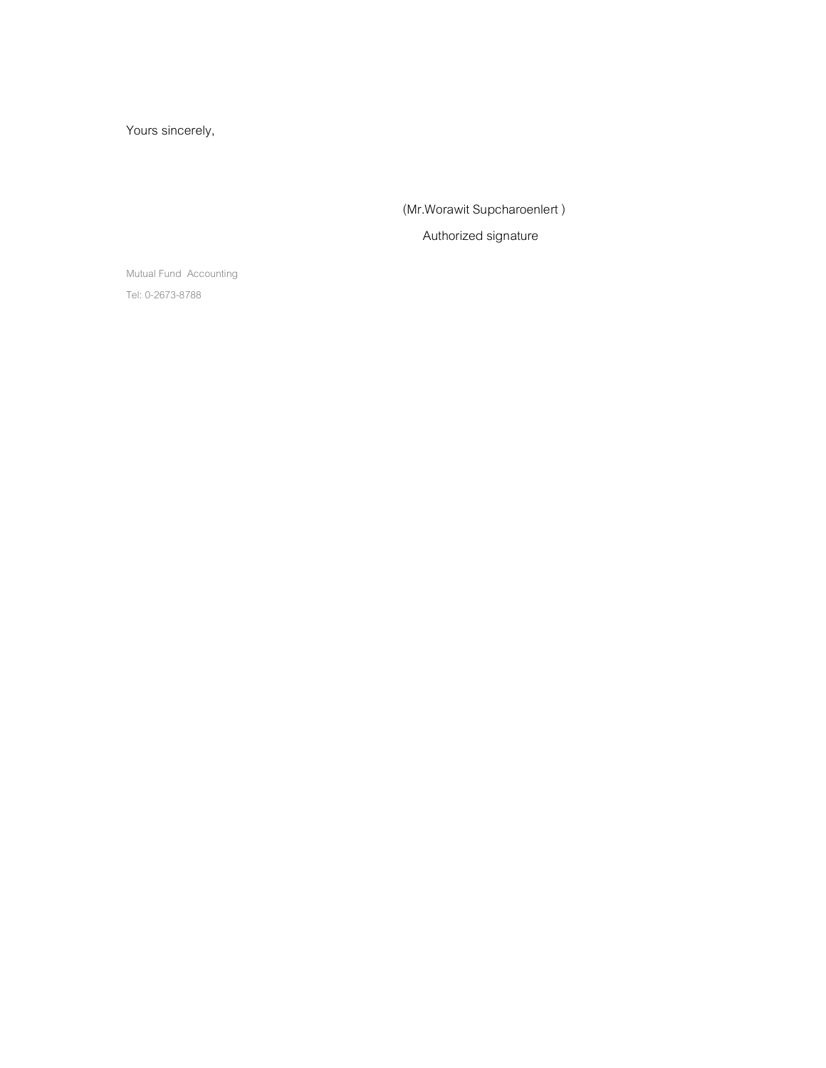Yours sincerely,

(Mr.Worawit Supcharoenlert )

Authorized signature

Mutual Fund Accounting

Tel: 0-2673-8788